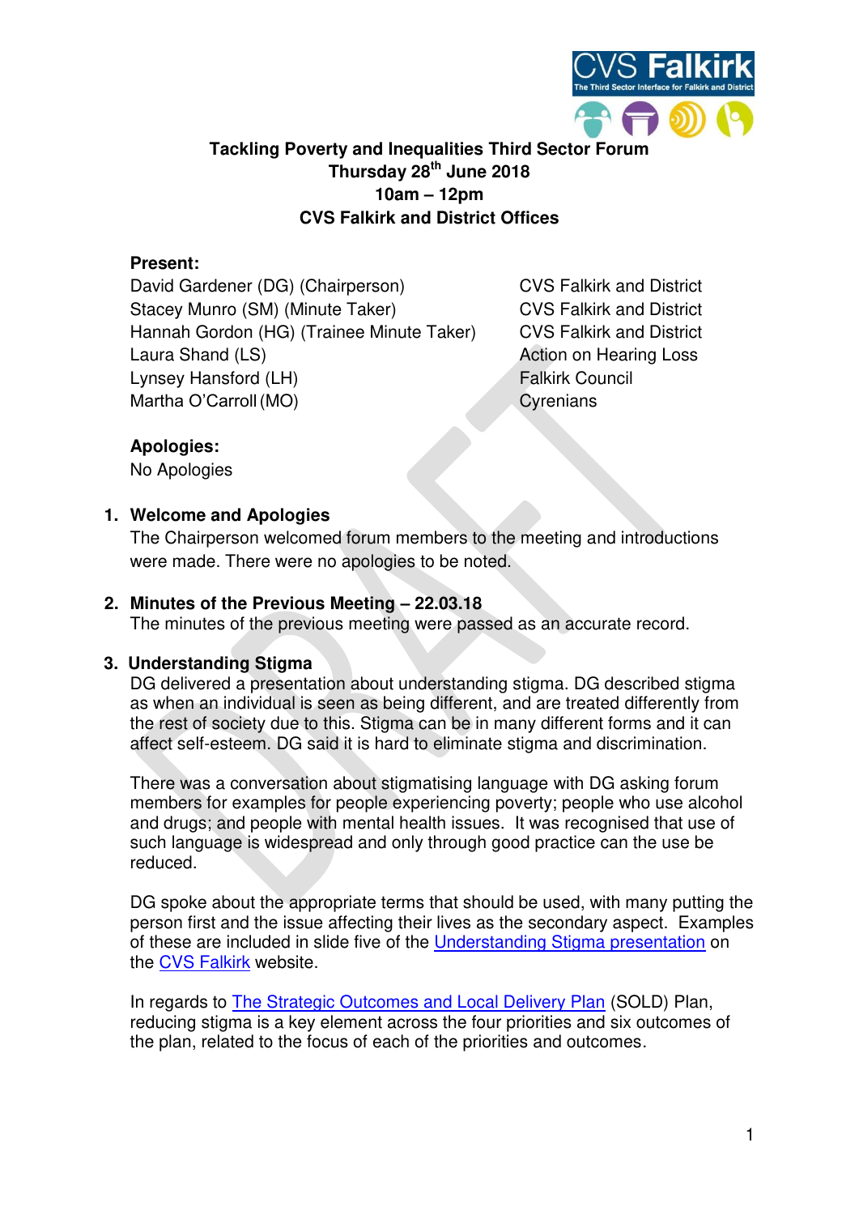# Tackling Poverty and Inequalities Third Sector Forum
**Thursday 28th June 2018**
**10am – 12pm**
**CVS Falkirk and District Offices**

**Present:**

| Name | Organisation |
|---|---|
| David Gardener (DG) (Chairperson) | CVS Falkirk and District |
| Stacey Munro (SM) (Minute Taker) | CVS Falkirk and District |
| Hannah Gordon (HG) (Trainee Minute Taker) | CVS Falkirk and District |
| Laura Shand (LS) | Action on Hearing Loss |
| Lynsey Hansford (LH) | Falkirk Council |
| Martha O'Carroll (MO) | Cyrenians |

**Apologies:**
No Apologies

## 1. Welcome and Apologies

The Chairperson welcomed forum members to the meeting and introductions were made. There were no apologies to be noted.

## 2. Minutes of the Previous Meeting – 22.03.18

The minutes of the previous meeting were passed as an accurate record.

## 3. Understanding Stigma

DG delivered a presentation about understanding stigma. DG described stigma as when an individual is seen as being different, and are treated differently from the rest of society due to this. Stigma can be in many different forms and it can affect self-esteem. DG said it is hard to eliminate stigma and discrimination.

There was a conversation about stigmatising language with DG asking forum members for examples for people experiencing poverty; people who use alcohol and drugs; and people with mental health issues. It was recognised that use of such language is widespread and only through good practice can the use be reduced.

DG spoke about the appropriate terms that should be used, with many putting the person first and the issue affecting their lives as the secondary aspect. Examples of these are included in slide five of the Understanding Stigma presentation on the CVS Falkirk website.

In regards to The Strategic Outcomes and Local Delivery Plan (SOLD) Plan, reducing stigma is a key element across the four priorities and six outcomes of the plan, related to the focus of each of the priorities and outcomes.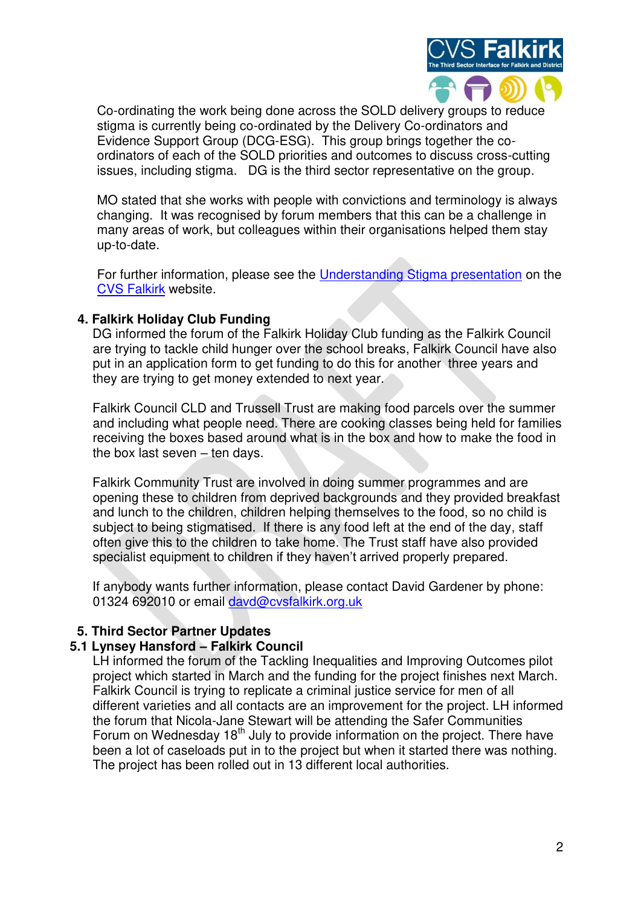Co-ordinating the work being done across the SOLD delivery groups to reduce stigma is currently being co-ordinated by the Delivery Co-ordinators and Evidence Support Group (DCG-ESG). This group brings together the co-ordinators of each of the SOLD priorities and outcomes to discuss cross-cutting issues, including stigma. DG is the third sector representative on the group.

MO stated that she works with people with convictions and terminology is always changing. It was recognised by forum members that this can be a challenge in many areas of work, but colleagues within their organisations helped them stay up-to-date.

For further information, please see the [Understanding Stigma presentation]() on the [CVS Falkirk]() website.

**4. Falkirk Holiday Club Funding**

DG informed the forum of the Falkirk Holiday Club funding as the Falkirk Council are trying to tackle child hunger over the school breaks, Falkirk Council have also put in an application form to get funding to do this for another three years and they are trying to get money extended to next year.

Falkirk Council CLD and Trussell Trust are making food parcels over the summer and including what people need. There are cooking classes being held for families receiving the boxes based around what is in the box and how to make the food in the box last seven – ten days.

Falkirk Community Trust are involved in doing summer programmes and are opening these to children from deprived backgrounds and they provided breakfast and lunch to the children, children helping themselves to the food, so no child is subject to being stigmatised. If there is any food left at the end of the day, staff often give this to the children to take home. The Trust staff have also provided specialist equipment to children if they haven't arrived properly prepared.

If anybody wants further information, please contact David Gardener by phone: 01324 692010 or email davd@cvsfalkirk.org.uk

**5. Third Sector Partner Updates**

**5.1 Lynsey Hansford – Falkirk Council**

LH informed the forum of the Tackling Inequalities and Improving Outcomes pilot project which started in March and the funding for the project finishes next March. Falkirk Council is trying to replicate a criminal justice service for men of all different varieties and all contacts are an improvement for the project. LH informed the forum that Nicola-Jane Stewart will be attending the Safer Communities Forum on Wednesday 18th July to provide information on the project. There have been a lot of caseloads put in to the project but when it started there was nothing. The project has been rolled out in 13 different local authorities.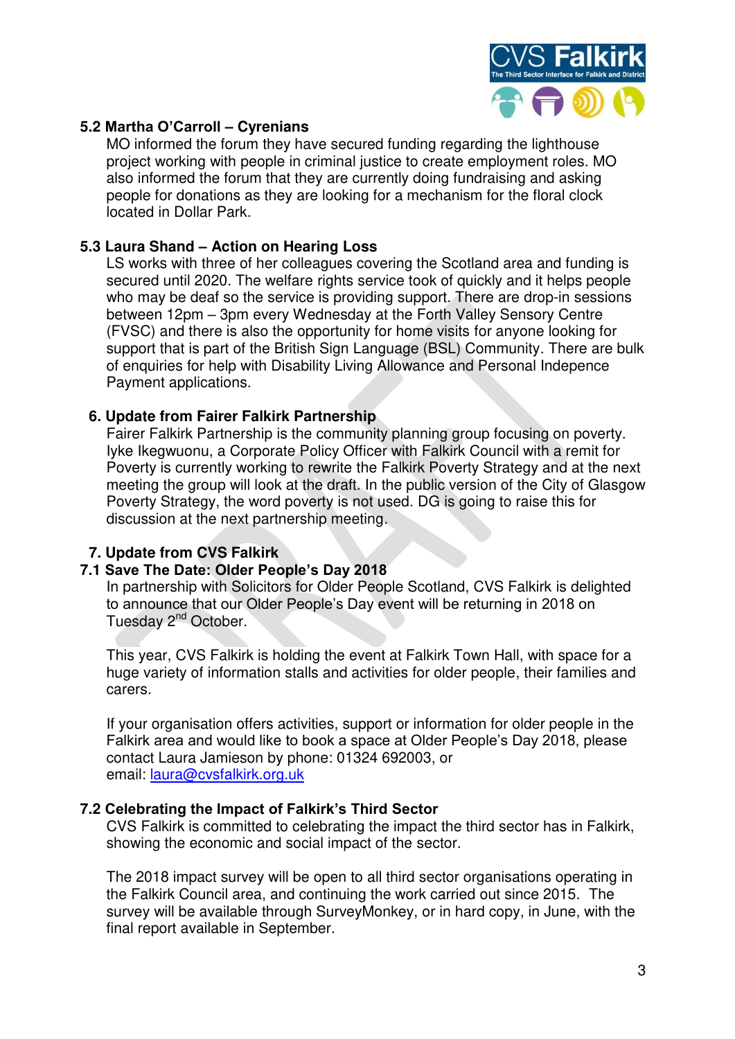**5.2 Martha O'Carroll – Cyrenians**

MO informed the forum they have secured funding regarding the lighthouse project working with people in criminal justice to create employment roles. MO also informed the forum that they are currently doing fundraising and asking people for donations as they are looking for a mechanism for the floral clock located in Dollar Park.

**5.3 Laura Shand – Action on Hearing Loss**

LS works with three of her colleagues covering the Scotland area and funding is secured until 2020. The welfare rights service took of quickly and it helps people who may be deaf so the service is providing support. There are drop-in sessions between 12pm – 3pm every Wednesday at the Forth Valley Sensory Centre (FVSC) and there is also the opportunity for home visits for anyone looking for support that is part of the British Sign Language (BSL) Community. There are bulk of enquiries for help with Disability Living Allowance and Personal Indepence Payment applications.

## 6. Update from Fairer Falkirk Partnership

Fairer Falkirk Partnership is the community planning group focusing on poverty. Iyke Ikegwuonu, a Corporate Policy Officer with Falkirk Council with a remit for Poverty is currently working to rewrite the Falkirk Poverty Strategy and at the next meeting the group will look at the draft. In the public version of the City of Glasgow Poverty Strategy, the word poverty is not used. DG is going to raise this for discussion at the next partnership meeting.

## 7. Update from CVS Falkirk

**7.1 Save The Date: Older People's Day 2018**

In partnership with Solicitors for Older People Scotland, CVS Falkirk is delighted to announce that our Older People's Day event will be returning in 2018 on Tuesday 2nd October.

This year, CVS Falkirk is holding the event at Falkirk Town Hall, with space for a huge variety of information stalls and activities for older people, their families and carers.

If your organisation offers activities, support or information for older people in the Falkirk area and would like to book a space at Older People's Day 2018, please contact Laura Jamieson by phone: 01324 692003, or email: laura@cvsfalkirk.org.uk

**7.2 Celebrating the Impact of Falkirk's Third Sector**

CVS Falkirk is committed to celebrating the impact the third sector has in Falkirk, showing the economic and social impact of the sector.

The 2018 impact survey will be open to all third sector organisations operating in the Falkirk Council area, and continuing the work carried out since 2015. The survey will be available through SurveyMonkey, or in hard copy, in June, with the final report available in September.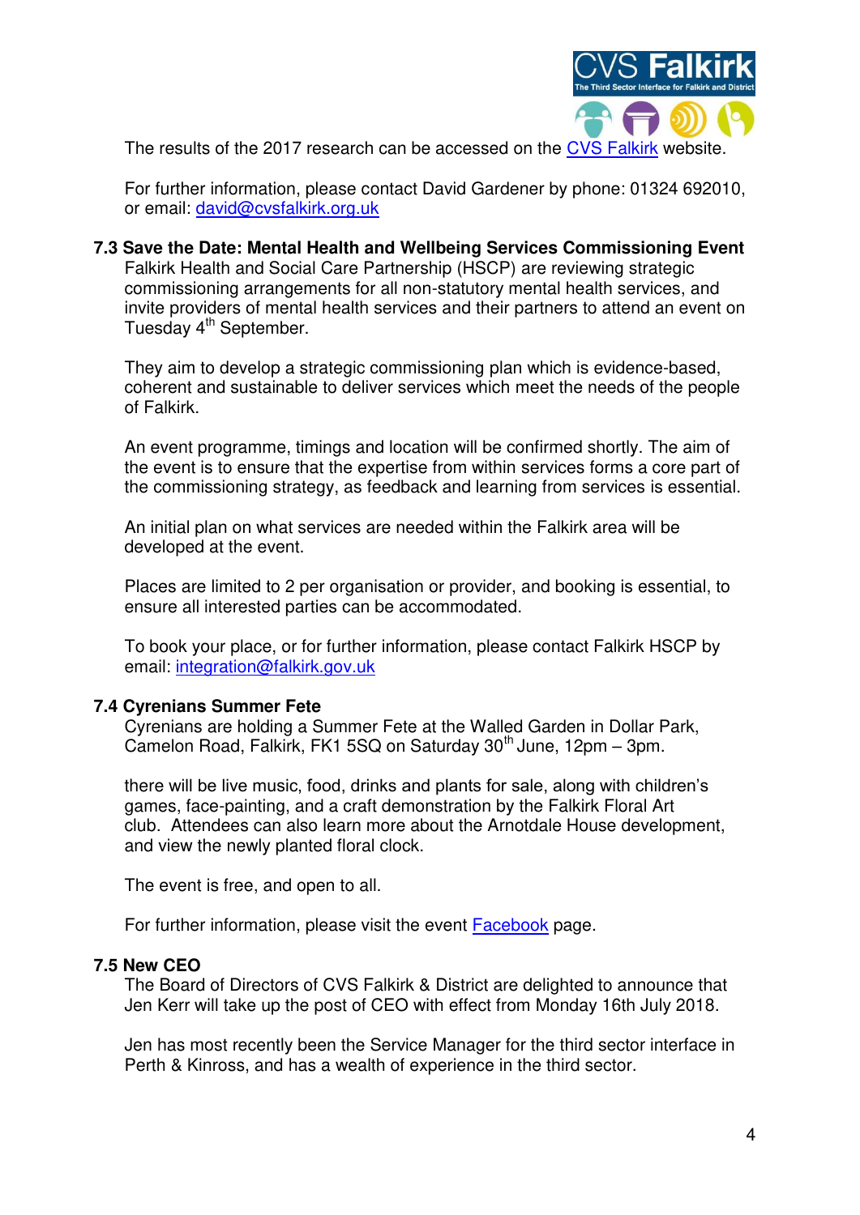The results of the 2017 research can be accessed on the CVS Falkirk website.

For further information, please contact David Gardener by phone: 01324 692010, or email: david@cvsfalkirk.org.uk

**7.3 Save the Date: Mental Health and Wellbeing Services Commissioning Event**

Falkirk Health and Social Care Partnership (HSCP) are reviewing strategic commissioning arrangements for all non-statutory mental health services, and invite providers of mental health services and their partners to attend an event on Tuesday 4th September.

They aim to develop a strategic commissioning plan which is evidence-based, coherent and sustainable to deliver services which meet the needs of the people of Falkirk.

An event programme, timings and location will be confirmed shortly. The aim of the event is to ensure that the expertise from within services forms a core part of the commissioning strategy, as feedback and learning from services is essential.

An initial plan on what services are needed within the Falkirk area will be developed at the event.

Places are limited to 2 per organisation or provider, and booking is essential, to ensure all interested parties can be accommodated.

To book your place, or for further information, please contact Falkirk HSCP by email: integration@falkirk.gov.uk

**7.4 Cyrenians Summer Fete**

Cyrenians are holding a Summer Fete at the Walled Garden in Dollar Park, Camelon Road, Falkirk, FK1 5SQ on Saturday 30th June, 12pm – 3pm.

there will be live music, food, drinks and plants for sale, along with children's games, face-painting, and a craft demonstration by the Falkirk Floral Art club. Attendees can also learn more about the Arnotdale House development, and view the newly planted floral clock.

The event is free, and open to all.

For further information, please visit the event Facebook page.

**7.5 New CEO**

The Board of Directors of CVS Falkirk & District are delighted to announce that Jen Kerr will take up the post of CEO with effect from Monday 16th July 2018.

Jen has most recently been the Service Manager for the third sector interface in Perth & Kinross, and has a wealth of experience in the third sector.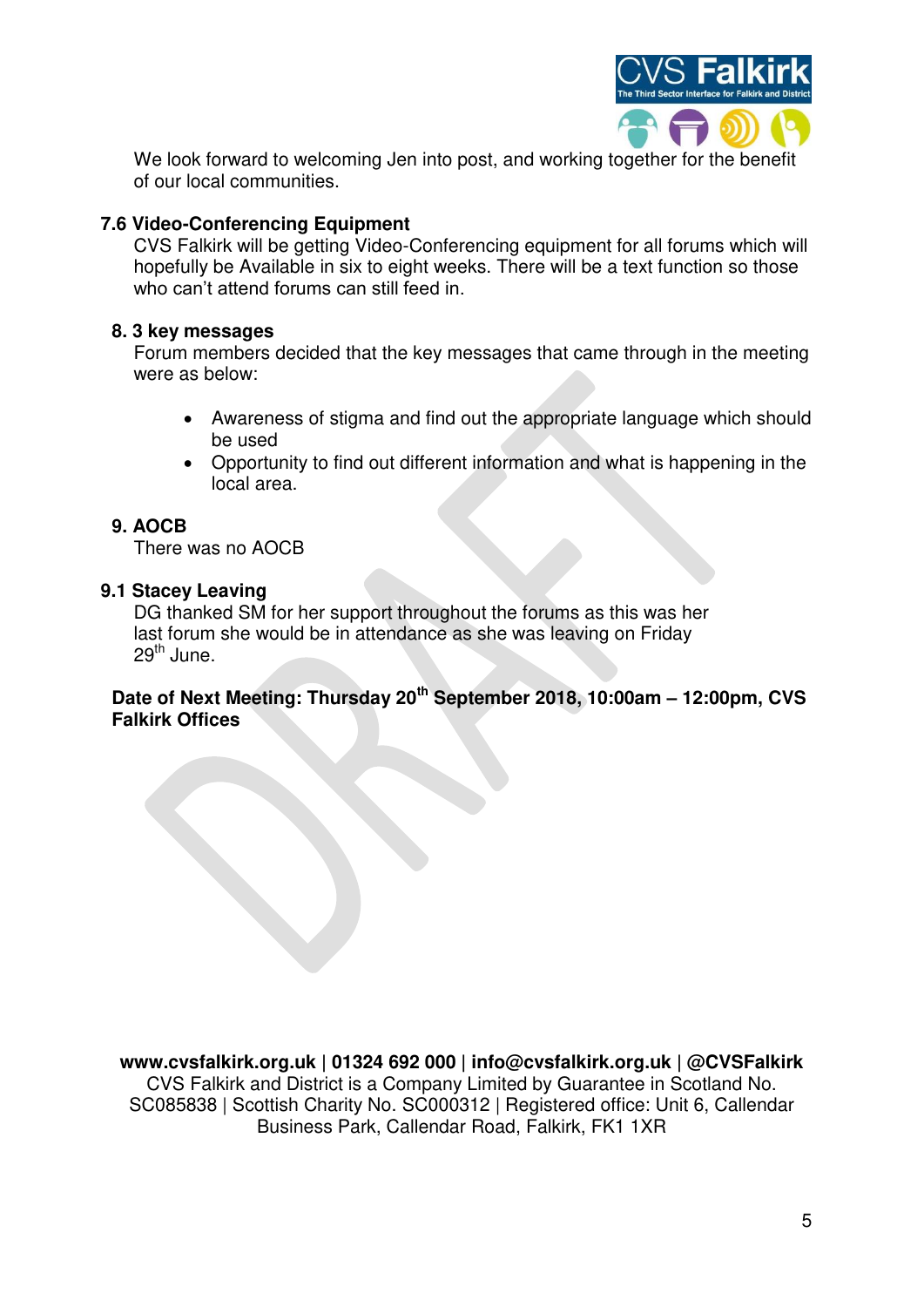We look forward to welcoming Jen into post, and working together for the benefit of our local communities.

### 7.6 Video-Conferencing Equipment

CVS Falkirk will be getting Video-Conferencing equipment for all forums which will hopefully be Available in six to eight weeks. There will be a text function so those who can't attend forums can still feed in.

## 8. 3 key messages

Forum members decided that the key messages that came through in the meeting were as below:

- Awareness of stigma and find out the appropriate language which should be used
- Opportunity to find out different information and what is happening in the local area.

## 9. AOCB

There was no AOCB

### 9.1 Stacey Leaving

DG thanked SM for her support throughout the forums as this was her last forum she would be in attendance as she was leaving on Friday 29th June.

**Date of Next Meeting: Thursday 20th September 2018, 10:00am – 12:00pm, CVS Falkirk Offices**

**www.cvsfalkirk.org.uk | 01324 692 000 | info@cvsfalkirk.org.uk | @CVSFalkirk**
CVS Falkirk and District is a Company Limited by Guarantee in Scotland No. SC085838 | Scottish Charity No. SC000312 | Registered office: Unit 6, Callendar Business Park, Callendar Road, Falkirk, FK1 1XR